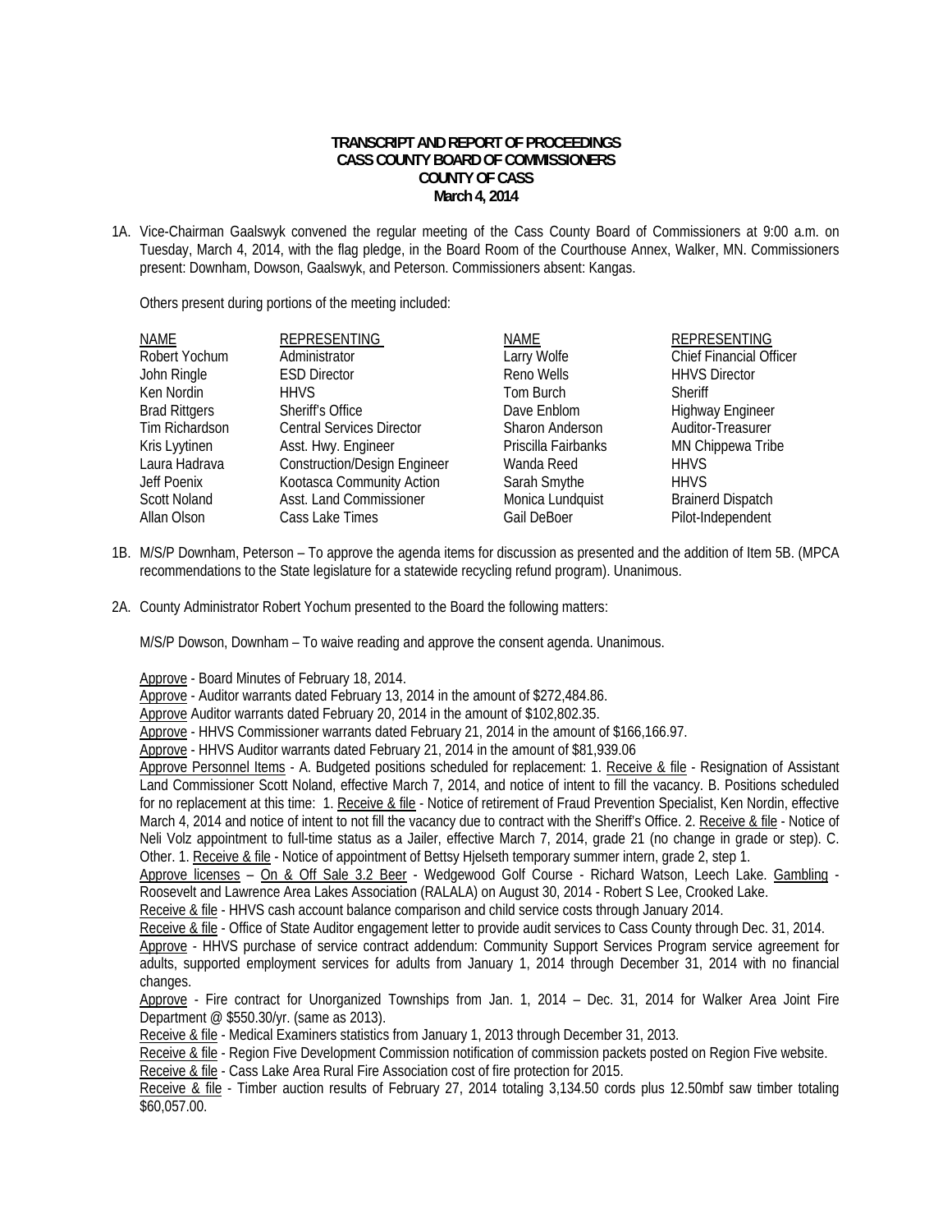**TRANSCRIPT AND REPORT OF PROCEEDINGS**
**CASS COUNTY BOARD OF COMMISSIONERS**
**COUNTY OF CASS**
**March 4, 2014**

1A. Vice-Chairman Gaalswyk convened the regular meeting of the Cass County Board of Commissioners at 9:00 a.m. on Tuesday, March 4, 2014, with the flag pledge, in the Board Room of the Courthouse Annex, Walker, MN. Commissioners present: Downham, Dowson, Gaalswyk, and Peterson. Commissioners absent: Kangas.

Others present during portions of the meeting included:

| NAME | REPRESENTING | NAME | REPRESENTING |
|---|---|---|---|
| Robert Yochum | Administrator | Larry Wolfe | Chief Financial Officer |
| John Ringle | ESD Director | Reno Wells | HHVS Director |
| Ken Nordin | HHVS | Tom Burch | Sheriff |
| Brad Rittgers | Sheriff's Office | Dave Enblom | Highway Engineer |
| Tim Richardson | Central Services Director | Sharon Anderson | Auditor-Treasurer |
| Kris Lyytinen | Asst. Hwy. Engineer | Priscilla Fairbanks | MN Chippewa Tribe |
| Laura Hadrava | Construction/Design Engineer | Wanda Reed | HHVS |
| Jeff Poenix | Kootasca Community Action | Sarah Smythe | HHVS |
| Scott Noland | Asst. Land Commissioner | Monica Lundquist | Brainerd Dispatch |
| Allan Olson | Cass Lake Times | Gail DeBoer | Pilot-Independent |

1B. M/S/P Downham, Peterson – To approve the agenda items for discussion as presented and the addition of Item 5B. (MPCA recommendations to the State legislature for a statewide recycling refund program). Unanimous.

2A. County Administrator Robert Yochum presented to the Board the following matters:

M/S/P Dowson, Downham – To waive reading and approve the consent agenda. Unanimous.

Approve - Board Minutes of February 18, 2014.
Approve - Auditor warrants dated February 13, 2014 in the amount of $272,484.86.
Approve Auditor warrants dated February 20, 2014 in the amount of $102,802.35.
Approve - HHVS Commissioner warrants dated February 21, 2014 in the amount of $166,166.97.
Approve - HHVS Auditor warrants dated February 21, 2014 in the amount of $81,939.06
Approve Personnel Items - A. Budgeted positions scheduled for replacement: 1. Receive & file - Resignation of Assistant Land Commissioner Scott Noland, effective March 7, 2014, and notice of intent to fill the vacancy. B. Positions scheduled for no replacement at this time: 1. Receive & file - Notice of retirement of Fraud Prevention Specialist, Ken Nordin, effective March 4, 2014 and notice of intent to not fill the vacancy due to contract with the Sheriff's Office. 2. Receive & file - Notice of Neli Volz appointment to full-time status as a Jailer, effective March 7, 2014, grade 21 (no change in grade or step). C. Other. 1. Receive & file - Notice of appointment of Bettsy Hjelseth temporary summer intern, grade 2, step 1.
Approve licenses – On & Off Sale 3.2 Beer - Wedgewood Golf Course - Richard Watson, Leech Lake. Gambling - Roosevelt and Lawrence Area Lakes Association (RALALA) on August 30, 2014 - Robert S Lee, Crooked Lake.
Receive & file - HHVS cash account balance comparison and child service costs through January 2014.
Receive & file - Office of State Auditor engagement letter to provide audit services to Cass County through Dec. 31, 2014.
Approve - HHVS purchase of service contract addendum: Community Support Services Program service agreement for adults, supported employment services for adults from January 1, 2014 through December 31, 2014 with no financial changes.
Approve - Fire contract for Unorganized Townships from Jan. 1, 2014 – Dec. 31, 2014 for Walker Area Joint Fire Department @ $550.30/yr. (same as 2013).
Receive & file - Medical Examiners statistics from January 1, 2013 through December 31, 2013.
Receive & file - Region Five Development Commission notification of commission packets posted on Region Five website.
Receive & file - Cass Lake Area Rural Fire Association cost of fire protection for 2015.
Receive & file - Timber auction results of February 27, 2014 totaling 3,134.50 cords plus 12.50mbf saw timber totaling $60,057.00.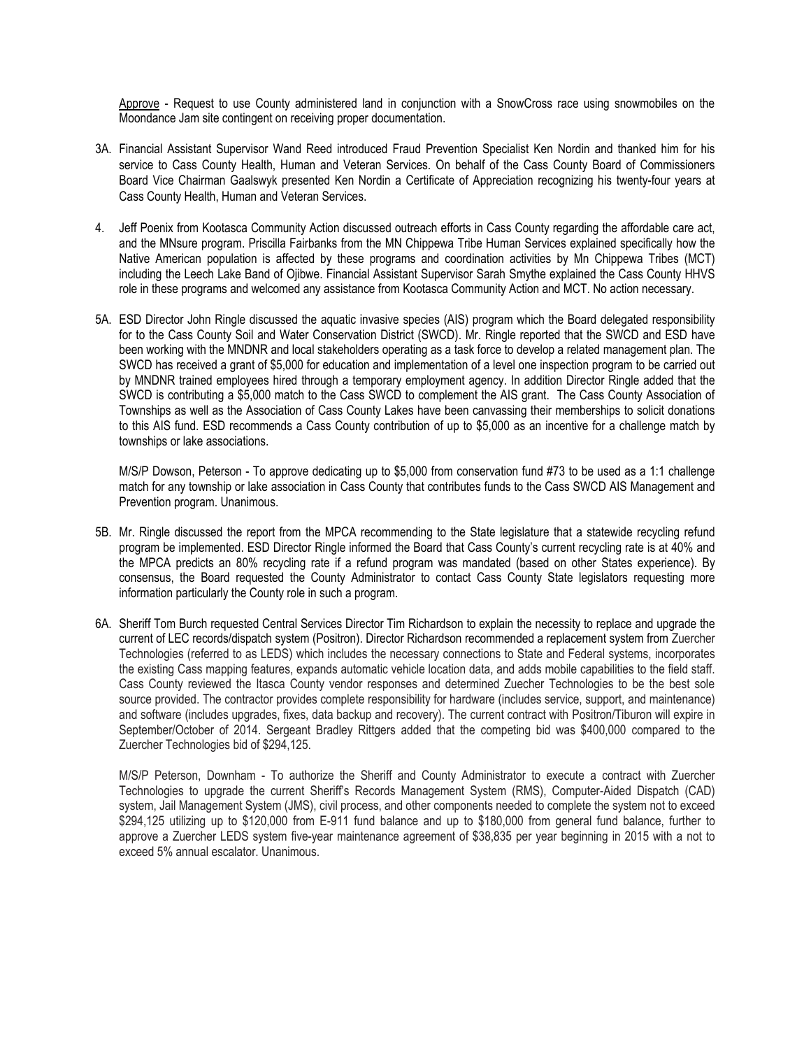Approve - Request to use County administered land in conjunction with a SnowCross race using snowmobiles on the Moondance Jam site contingent on receiving proper documentation.

3A. Financial Assistant Supervisor Wand Reed introduced Fraud Prevention Specialist Ken Nordin and thanked him for his service to Cass County Health, Human and Veteran Services. On behalf of the Cass County Board of Commissioners Board Vice Chairman Gaalswyk presented Ken Nordin a Certificate of Appreciation recognizing his twenty-four years at Cass County Health, Human and Veteran Services.

4. Jeff Poenix from Kootasca Community Action discussed outreach efforts in Cass County regarding the affordable care act, and the MNsure program. Priscilla Fairbanks from the MN Chippewa Tribe Human Services explained specifically how the Native American population is affected by these programs and coordination activities by Mn Chippewa Tribes (MCT) including the Leech Lake Band of Ojibwe. Financial Assistant Supervisor Sarah Smythe explained the Cass County HHVS role in these programs and welcomed any assistance from Kootasca Community Action and MCT. No action necessary.

5A. ESD Director John Ringle discussed the aquatic invasive species (AIS) program which the Board delegated responsibility for to the Cass County Soil and Water Conservation District (SWCD). Mr. Ringle reported that the SWCD and ESD have been working with the MNDNR and local stakeholders operating as a task force to develop a related management plan. The SWCD has received a grant of $5,000 for education and implementation of a level one inspection program to be carried out by MNDNR trained employees hired through a temporary employment agency. In addition Director Ringle added that the SWCD is contributing a $5,000 match to the Cass SWCD to complement the AIS grant. The Cass County Association of Townships as well as the Association of Cass County Lakes have been canvassing their memberships to solicit donations to this AIS fund. ESD recommends a Cass County contribution of up to $5,000 as an incentive for a challenge match by townships or lake associations.

M/S/P Dowson, Peterson - To approve dedicating up to $5,000 from conservation fund #73 to be used as a 1:1 challenge match for any township or lake association in Cass County that contributes funds to the Cass SWCD AIS Management and Prevention program. Unanimous.

5B. Mr. Ringle discussed the report from the MPCA recommending to the State legislature that a statewide recycling refund program be implemented. ESD Director Ringle informed the Board that Cass County's current recycling rate is at 40% and the MPCA predicts an 80% recycling rate if a refund program was mandated (based on other States experience). By consensus, the Board requested the County Administrator to contact Cass County State legislators requesting more information particularly the County role in such a program.

6A. Sheriff Tom Burch requested Central Services Director Tim Richardson to explain the necessity to replace and upgrade the current of LEC records/dispatch system (Positron). Director Richardson recommended a replacement system from Zuercher Technologies (referred to as LEDS) which includes the necessary connections to State and Federal systems, incorporates the existing Cass mapping features, expands automatic vehicle location data, and adds mobile capabilities to the field staff. Cass County reviewed the Itasca County vendor responses and determined Zuecher Technologies to be the best sole source provided. The contractor provides complete responsibility for hardware (includes service, support, and maintenance) and software (includes upgrades, fixes, data backup and recovery). The current contract with Positron/Tiburon will expire in September/October of 2014. Sergeant Bradley Rittgers added that the competing bid was $400,000 compared to the Zuercher Technologies bid of $294,125.

M/S/P Peterson, Downham - To authorize the Sheriff and County Administrator to execute a contract with Zuercher Technologies to upgrade the current Sheriff's Records Management System (RMS), Computer-Aided Dispatch (CAD) system, Jail Management System (JMS), civil process, and other components needed to complete the system not to exceed $294,125 utilizing up to $120,000 from E-911 fund balance and up to $180,000 from general fund balance, further to approve a Zuercher LEDS system five-year maintenance agreement of $38,835 per year beginning in 2015 with a not to exceed 5% annual escalator. Unanimous.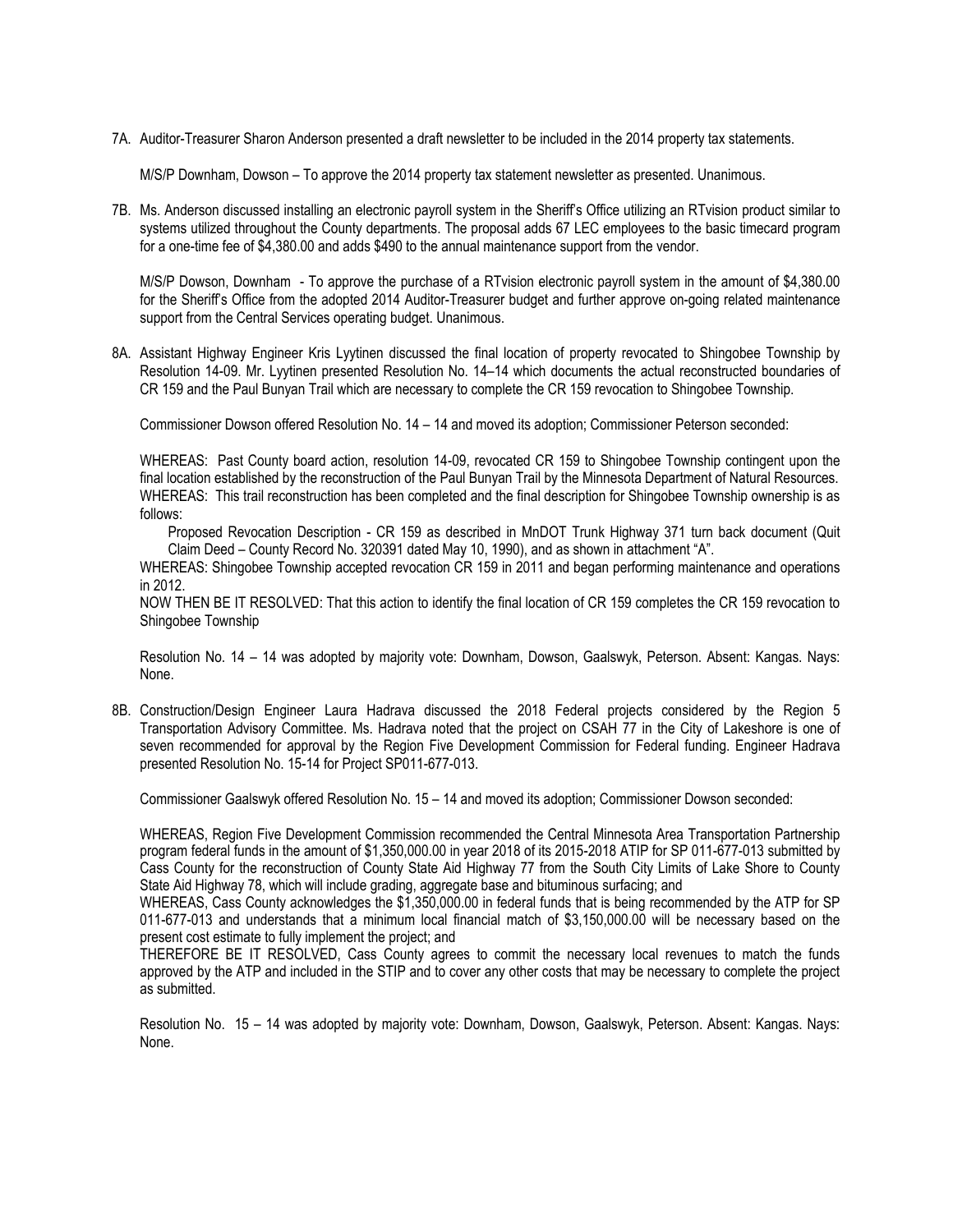7A. Auditor-Treasurer Sharon Anderson presented a draft newsletter to be included in the 2014 property tax statements.

M/S/P Downham, Dowson – To approve the 2014 property tax statement newsletter as presented. Unanimous.

7B. Ms. Anderson discussed installing an electronic payroll system in the Sheriff's Office utilizing an RTvision product similar to systems utilized throughout the County departments. The proposal adds 67 LEC employees to the basic timecard program for a one-time fee of $4,380.00 and adds $490 to the annual maintenance support from the vendor.

M/S/P Dowson, Downham - To approve the purchase of a RTvision electronic payroll system in the amount of $4,380.00 for the Sheriff's Office from the adopted 2014 Auditor-Treasurer budget and further approve on-going related maintenance support from the Central Services operating budget. Unanimous.

8A. Assistant Highway Engineer Kris Lyytinen discussed the final location of property revocated to Shingobee Township by Resolution 14-09. Mr. Lyytinen presented Resolution No. 14–14 which documents the actual reconstructed boundaries of CR 159 and the Paul Bunyan Trail which are necessary to complete the CR 159 revocation to Shingobee Township.

Commissioner Dowson offered Resolution No. 14 – 14 and moved its adoption; Commissioner Peterson seconded:

WHEREAS: Past County board action, resolution 14-09, revocated CR 159 to Shingobee Township contingent upon the final location established by the reconstruction of the Paul Bunyan Trail by the Minnesota Department of Natural Resources.
WHEREAS: This trail reconstruction has been completed and the final description for Shingobee Township ownership is as follows:

Proposed Revocation Description - CR 159 as described in MnDOT Trunk Highway 371 turn back document (Quit Claim Deed – County Record No. 320391 dated May 10, 1990), and as shown in attachment "A".

WHEREAS: Shingobee Township accepted revocation CR 159 in 2011 and began performing maintenance and operations in 2012.
NOW THEN BE IT RESOLVED: That this action to identify the final location of CR 159 completes the CR 159 revocation to Shingobee Township

Resolution No. 14 – 14 was adopted by majority vote: Downham, Dowson, Gaalswyk, Peterson. Absent: Kangas. Nays: None.

8B. Construction/Design Engineer Laura Hadrava discussed the 2018 Federal projects considered by the Region 5 Transportation Advisory Committee. Ms. Hadrava noted that the project on CSAH 77 in the City of Lakeshore is one of seven recommended for approval by the Region Five Development Commission for Federal funding. Engineer Hadrava presented Resolution No. 15-14 for Project SP011-677-013.

Commissioner Gaalswyk offered Resolution No. 15 – 14 and moved its adoption; Commissioner Dowson seconded:

WHEREAS, Region Five Development Commission recommended the Central Minnesota Area Transportation Partnership program federal funds in the amount of $1,350,000.00 in year 2018 of its 2015-2018 ATIP for SP 011-677-013 submitted by Cass County for the reconstruction of County State Aid Highway 77 from the South City Limits of Lake Shore to County State Aid Highway 78, which will include grading, aggregate base and bituminous surfacing; and
WHEREAS, Cass County acknowledges the $1,350,000.00 in federal funds that is being recommended by the ATP for SP 011-677-013 and understands that a minimum local financial match of $3,150,000.00 will be necessary based on the present cost estimate to fully implement the project; and
THEREFORE BE IT RESOLVED, Cass County agrees to commit the necessary local revenues to match the funds approved by the ATP and included in the STIP and to cover any other costs that may be necessary to complete the project as submitted.

Resolution No. 15 – 14 was adopted by majority vote: Downham, Dowson, Gaalswyk, Peterson. Absent: Kangas. Nays: None.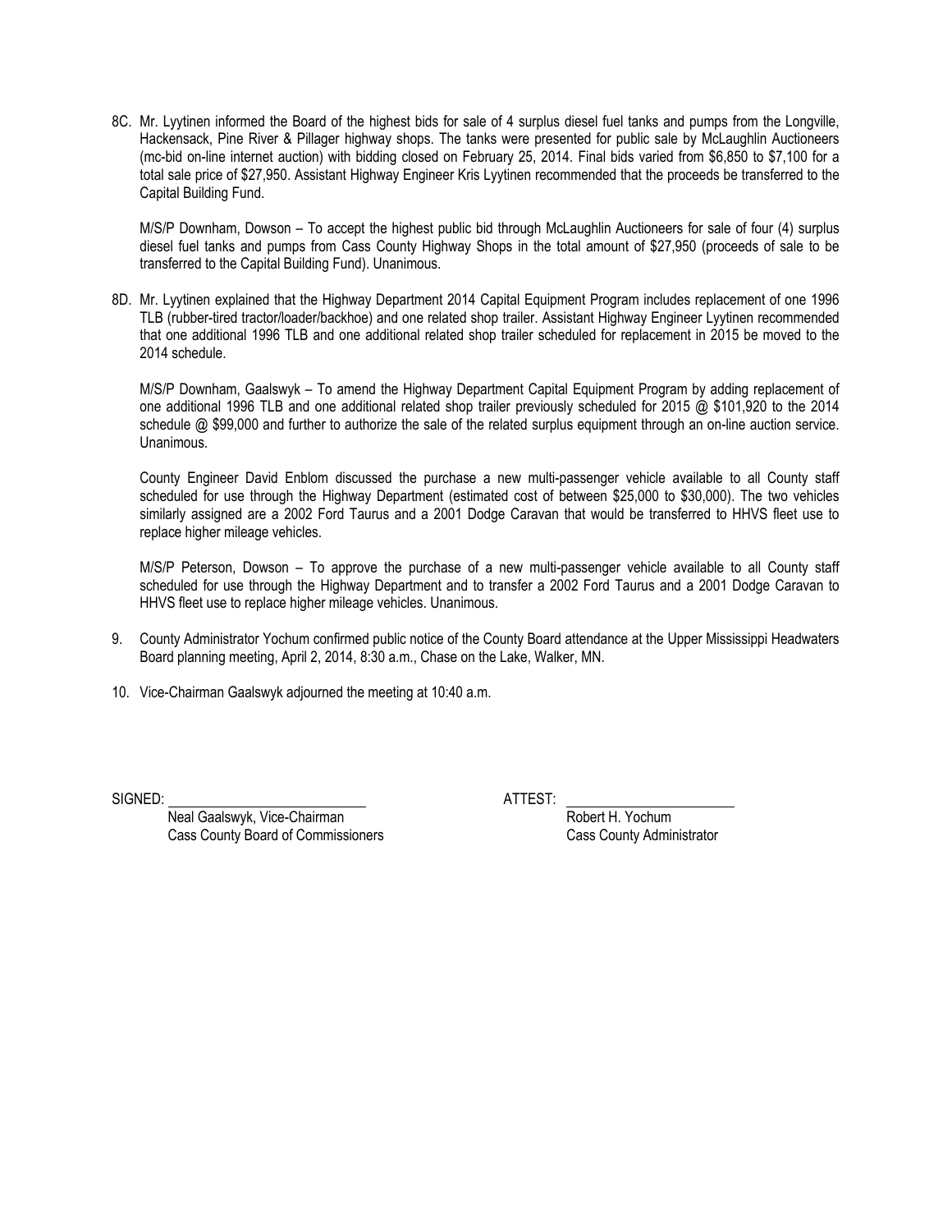8C. Mr. Lyytinen informed the Board of the highest bids for sale of 4 surplus diesel fuel tanks and pumps from the Longville, Hackensack, Pine River & Pillager highway shops. The tanks were presented for public sale by McLaughlin Auctioneers (mc-bid on-line internet auction) with bidding closed on February 25, 2014. Final bids varied from $6,850 to $7,100 for a total sale price of $27,950. Assistant Highway Engineer Kris Lyytinen recommended that the proceeds be transferred to the Capital Building Fund.

M/S/P Downham, Dowson – To accept the highest public bid through McLaughlin Auctioneers for sale of four (4) surplus diesel fuel tanks and pumps from Cass County Highway Shops in the total amount of $27,950 (proceeds of sale to be transferred to the Capital Building Fund). Unanimous.

8D. Mr. Lyytinen explained that the Highway Department 2014 Capital Equipment Program includes replacement of one 1996 TLB (rubber-tired tractor/loader/backhoe) and one related shop trailer. Assistant Highway Engineer Lyytinen recommended that one additional 1996 TLB and one additional related shop trailer scheduled for replacement in 2015 be moved to the 2014 schedule.

M/S/P Downham, Gaalswyk – To amend the Highway Department Capital Equipment Program by adding replacement of one additional 1996 TLB and one additional related shop trailer previously scheduled for 2015 @ $101,920 to the 2014 schedule @ $99,000 and further to authorize the sale of the related surplus equipment through an on-line auction service. Unanimous.

County Engineer David Enblom discussed the purchase a new multi-passenger vehicle available to all County staff scheduled for use through the Highway Department (estimated cost of between $25,000 to $30,000). The two vehicles similarly assigned are a 2002 Ford Taurus and a 2001 Dodge Caravan that would be transferred to HHVS fleet use to replace higher mileage vehicles.

M/S/P Peterson, Dowson – To approve the purchase of a new multi-passenger vehicle available to all County staff scheduled for use through the Highway Department and to transfer a 2002 Ford Taurus and a 2001 Dodge Caravan to HHVS fleet use to replace higher mileage vehicles. Unanimous.

9. County Administrator Yochum confirmed public notice of the County Board attendance at the Upper Mississippi Headwaters Board planning meeting, April 2, 2014, 8:30 a.m., Chase on the Lake, Walker, MN.

10. Vice-Chairman Gaalswyk adjourned the meeting at 10:40 a.m.

SIGNED: ___________________________

Neal Gaalswyk, Vice-Chairman
Cass County Board of Commissioners

ATTEST: ___________________________

Robert H. Yochum
Cass County Administrator